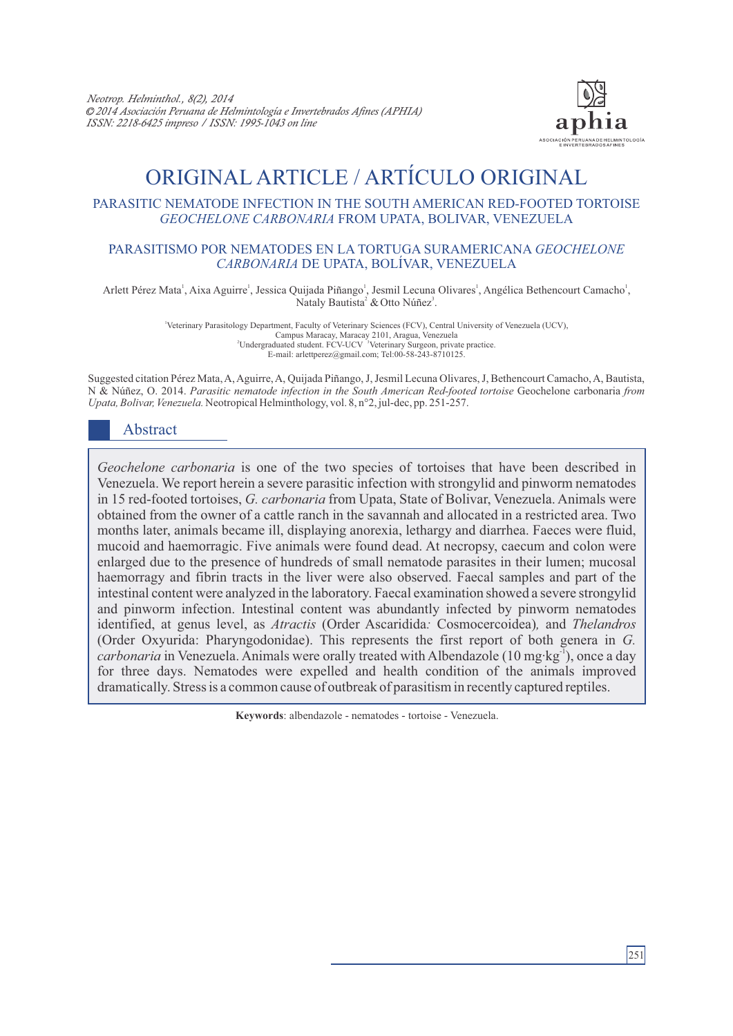# ORIGINAL ARTICLE / ARTÍCULO ORIGINAL

## PARASITIC NEMATODE INFECTION IN THE SOUTH AMERICAN RED-FOOTED TORTOISE *GEOCHELONE CARBONARIA* FROM UPATA, BOLIVAR, VENEZUELA

## PARASITISMO POR NEMATODES EN LA TORTUGA SURAMERICANA *GEOCHELONE CARBONARIA* DE UPATA, BOLÍVAR, VENEZUELA

Arlett Pérez Mata[1], Aixa Aguirre[1], Jessica Quijada Piñango[1], Jesmil Lecuna Olivares[1], Angélica Bethencourt Camacho[1], Nataly Bautista[2] & Otto Núñez[3].

[1]Veterinary Parasitology Department, Faculty of Veterinary Sciences (FCV), Central University of Venezuela (UCV), Campus Maracay, Maracay 2101, Aragua, Venezuela
[2]Undergraduated student. FCV-UCV [3]Veterinary Surgeon, private practice.
E-mail: arlettperez@gmail.com; Tel:00-58-243-8710125.

Suggested citation Pérez Mata, A, Aguirre, A, Quijada Piñango, J, Jesmil Lecuna Olivares, J, Bethencourt Camacho, A, Bautista, N & Núñez, O. 2014. *Parasitic nematode infection in the South American Red-footed tortoise* Geochelone carbonaria *from Upata, Bolivar, Venezuela.* Neotropical Helminthology, vol. 8, n°2, jul-dec, pp. 251-257.

## Abstract

*Geochelone carbonaria* is one of the two species of tortoises that have been described in Venezuela. We report herein a severe parasitic infection with strongylid and pinworm nematodes in 15 red-footed tortoises, *G. carbonaria* from Upata, State of Bolivar, Venezuela. Animals were obtained from the owner of a cattle ranch in the savannah and allocated in a restricted area. Two months later, animals became ill, displaying anorexia, lethargy and diarrhea. Faeces were fluid, mucoid and haemorragic. Five animals were found dead. At necropsy, caecum and colon were enlarged due to the presence of hundreds of small nematode parasites in their lumen; mucosal haemorrage and fibrin tracts in the liver were also observed. Faecal samples and part of the intestinal content were analyzed in the laboratory. Faecal examination showed a severe strongylid and pinworm infection. Intestinal content was abundantly infected by pinworm nematodes identified, at genus level, as *Atractis* (Order Ascaridida*:* Cosmocercoidea)*,* and *Thelandros* (Order Oxyurida: Pharyngodonidae). This represents the first report of both genera in *G. carbonaria* in Venezuela. Animals were orally treated with Albendazole (10 mg·kg$^{-1}$), once a day for three days. Nematodes were expelled and health condition of the animals improved dramatically. Stress is a common cause of outbreak of parasitism in recently captured reptiles.

**Keywords**: albendazole - nematodes - tortoise - Venezuela.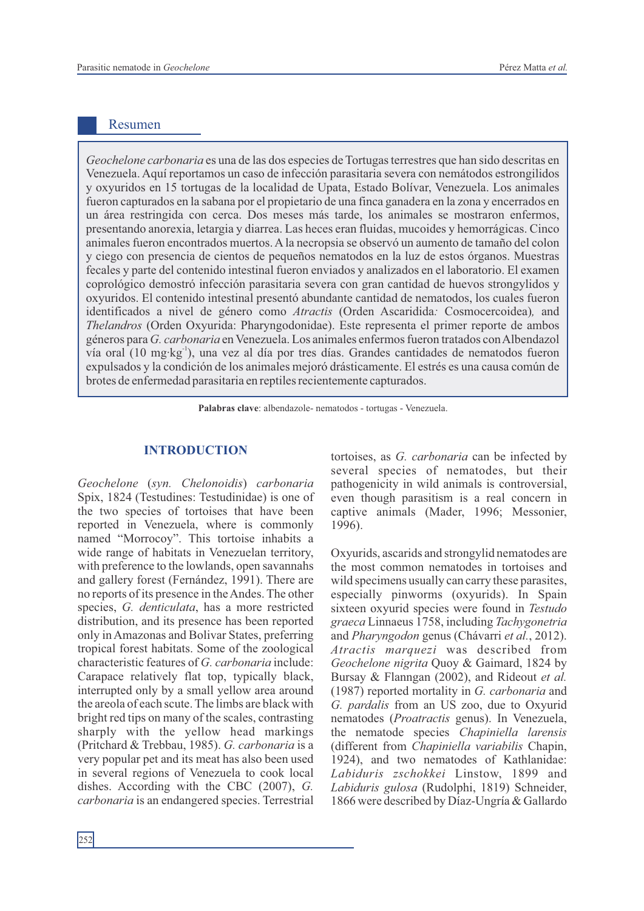## Resumen

*Geochelone carbonaria* es una de las dos especies de Tortugas terrestres que han sido descritas en Venezuela. Aquí reportamos un caso de infección parasitaria severa con nemátodos estrongilidos y oxyuridos en 15 tortugas de la localidad de Upata, Estado Bolívar, Venezuela. Los animales fueron capturados en la sabana por el propietario de una finca ganadera en la zona y encerrados en un área restringida con cerca. Dos meses más tarde, los animales se mostraron enfermos, presentando anorexia, letargia y diarrea. Las heces eran fluidas, mucoides y hemorrágicas. Cinco animales fueron encontrados muertos. A la necropsia se observó un aumento de tamaño del colon y ciego con presencia de cientos de pequeños nematodos en la luz de estos órganos. Muestras fecales y parte del contenido intestinal fueron enviados y analizados en el laboratorio. El examen coprológico demostró infección parasitaria severa con gran cantidad de huevos strongylidos y oxyuridos. El contenido intestinal presentó abundante cantidad de nematodos, los cuales fueron identificados a nivel de género como *Atractis* (Orden Ascaridida*:* Cosmocercoidea)*,* and *Thelandros* (Orden Oxyurida: Pharyngodonidae). Este representa el primer reporte de ambos géneros para *G. carbonaria* en Venezuela. Los animales enfermos fueron tratados con Albendazol vía oral (10 mg·kg$^{-1}$), una vez al día por tres días. Grandes cantidades de nematodos fueron expulsados y la condición de los animales mejoró drásticamente. El estrés es una causa común de brotes de enfermedad parasitaria en reptiles recientemente capturados.

**Palabras clave**: albendazole- nematodos - tortugas - Venezuela.

## INTRODUCTION

*Geochelone* (*syn. Chelonoidis*) *carbonaria* Spix, 1824 (Testudines: Testudinidae) is one of the two species of tortoises that have been reported in Venezuela, where is commonly named "Morrocoy". This tortoise inhabits a wide range of habitats in Venezuelan territory, with preference to the lowlands, open savannahs and gallery forest (Fernández, 1991). There are no reports of its presence in the Andes. The other species, *G. denticulata*, has a more restricted distribution, and its presence has been reported only in Amazonas and Bolivar States, preferring tropical forest habitats. Some of the zoological characteristic features of *G. carbonaria* include: Carapace relatively flat top, typically black, interrupted only by a small yellow area around the areola of each scute. The limbs are black with bright red tips on many of the scales, contrasting sharply with the yellow head markings (Pritchard & Trebbau, 1985). *G. carbonaria* is a very popular pet and its meat has also been used in several regions of Venezuela to cook local dishes. According with the CBC (2007), *G. carbonaria* is an endangered species. Terrestrial tortoises, as *G. carbonaria* can be infected by several species of nematodes, but their pathogenicity in wild animals is controversial, even though parasitism is a real concern in captive animals (Mader, 1996; Messonier, 1996).

Oxyurids, ascarids and strongylid nematodes are the most common nematodes in tortoises and wild specimens usually can carry these parasites, especially pinworms (oxyurids). In Spain sixteen oxyurid species were found in *Testudo graeca* Linnaeus 1758, including *Tachygonetria* and *Pharyngodon* genus (Chávarri *et al.*, 2012). *Atractis marquezi* was described from *Geochelone nigrita* Quoy & Gaimard, 1824 by Bursay & Flanngan (2002), and Rideout *et al.* (1987) reported mortality in *G. carbonaria* and *G. pardalis* from an US zoo, due to Oxyurid nematodes (*Proatractis* genus). In Venezuela, the nematode species *Chapiniella larensis* (different from *Chapiniella variabilis* Chapin, 1924), and two nematodes of Kathlanidae: *Labiduris zschokkei* Linstow, 1899 and *Labiduris gulosa* (Rudolphi, 1819) Schneider, 1866 were described by Díaz-Ungría & Gallardo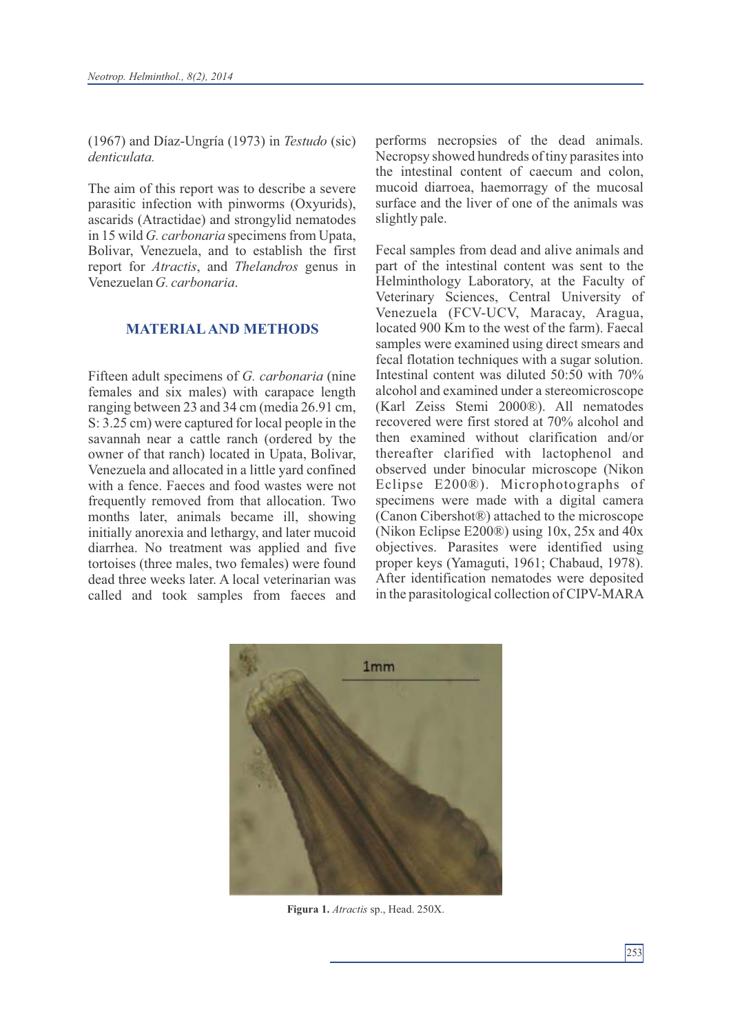(1967) and Díaz-Ungría (1973) in *Testudo* (sic) *denticulata.*

The aim of this report was to describe a severe parasitic infection with pinworms (Oxyurids), ascarids (Atractidae) and strongylid nematodes in 15 wild *G. carbonaria* specimens from Upata, Bolivar, Venezuela, and to establish the first report for *Atractis*, and *Thelandros* genus in Venezuelan *G. carbonaria*.

## MATERIAL AND METHODS

Fifteen adult specimens of *G. carbonaria* (nine females and six males) with carapace length ranging between 23 and 34 cm (media 26.91 cm, S: 3.25 cm) were captured for local people in the savannah near a cattle ranch (ordered by the owner of that ranch) located in Upata, Bolivar, Venezuela and allocated in a little yard confined with a fence. Faeces and food wastes were not frequently removed from that allocation. Two months later, animals became ill, showing initially anorexia and lethargy, and later mucoid diarrhea. No treatment was applied and five tortoises (three males, two females) were found dead three weeks later. A local veterinarian was called and took samples from faeces and performs necropsies of the dead animals. Necropsy showed hundreds of tiny parasites into the intestinal content of caecum and colon, mucoid diarroea, haemorragy of the mucosal surface and the liver of one of the animals was slightly pale.

Fecal samples from dead and alive animals and part of the intestinal content was sent to the Helminthology Laboratory, at the Faculty of Veterinary Sciences, Central University of Venezuela (FCV-UCV, Maracay, Aragua, located 900 Km to the west of the farm). Faecal samples were examined using direct smears and fecal flotation techniques with a sugar solution. Intestinal content was diluted 50:50 with 70% alcohol and examined under a stereomicroscope (Karl Zeiss Stemi 2000®). All nematodes recovered were first stored at 70% alcohol and then examined without clarification and/or thereafter clarified with lactophenol and observed under binocular microscope (Nikon Eclipse E200®). Microphotographs of specimens were made with a digital camera (Canon Cibershot®) attached to the microscope (Nikon Eclipse E200®) using 10x, 25x and 40x objectives. Parasites were identified using proper keys (Yamaguti, 1961; Chabaud, 1978). After identification nematodes were deposited in the parasitological collection of CIPV-MARA

**Figura 1.** *Atractis* sp., Head. 250X.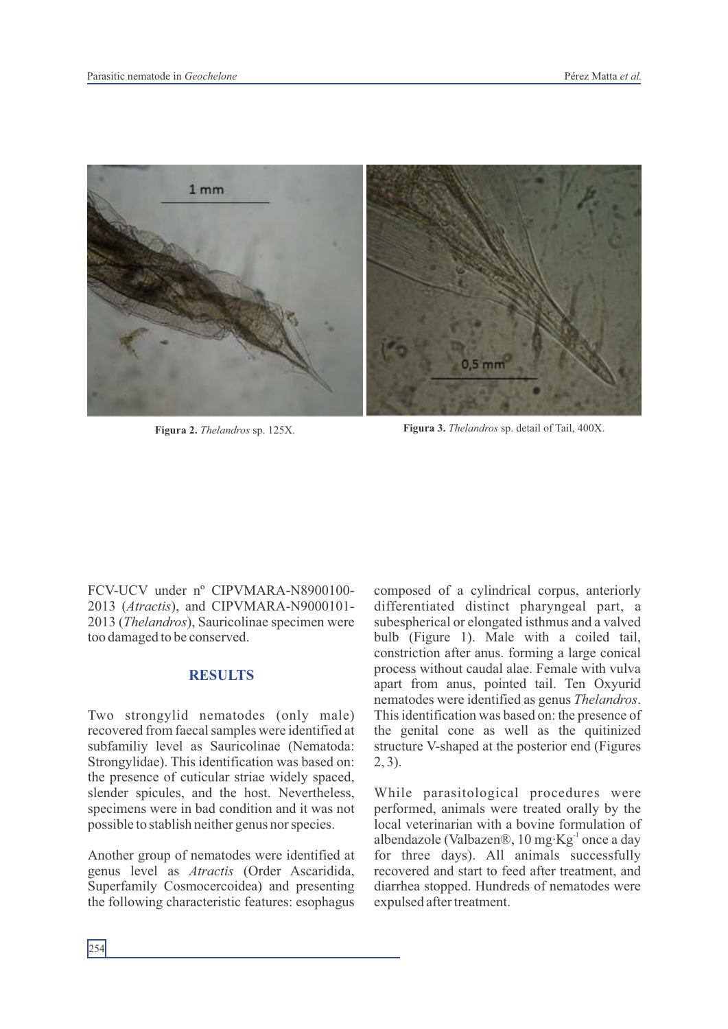Figura 2. *Thelandros* sp. 125X.

Figura 3. *Thelandros* sp. detail of Tail, 400X.

FCV-UCV under nº CIPVMARA-N8900100-2013 (*Atractis*), and CIPVMARA-N9000101-2013 (*Thelandros*), Sauricolinae specimen were too damaged to be conserved.

## RESULTS

Two strongylid nematodes (only male) recovered from faecal samples were identified at subfamiliy level as Sauricolinae (Nematoda: Strongylidae). This identification was based on: the presence of cuticular striae widely spaced, slender spicules, and the host. Nevertheless, specimens were in bad condition and it was not possible to stablish neither genus nor species.

Another group of nematodes were identified at genus level as *Atractis* (Order Ascaridida, Superfamily Cosmocercoidea) and presenting the following characteristic features: esophagus composed of a cylindrical corpus, anteriorly differentiated distinct pharyngeal part, a subespherical or elongated isthmus and a valved bulb (Figure 1). Male with a coiled tail, constriction after anus. forming a large conical process without caudal alae. Female with vulva apart from anus, pointed tail. Ten Oxyurid nematodes were identified as genus *Thelandros*. This identification was based on: the presence of the genital cone as well as the quitinized structure V-shaped at the posterior end (Figures 2, 3).

While parasitological procedures were performed, animals were treated orally by the local veterinarian with a bovine formulation of albendazole (Valbazen®, 10 mg·Kg$^{-1}$ once a day for three days). All animals successfully recovered and start to feed after treatment, and diarrhea stopped. Hundreds of nematodes were expulsed after treatment.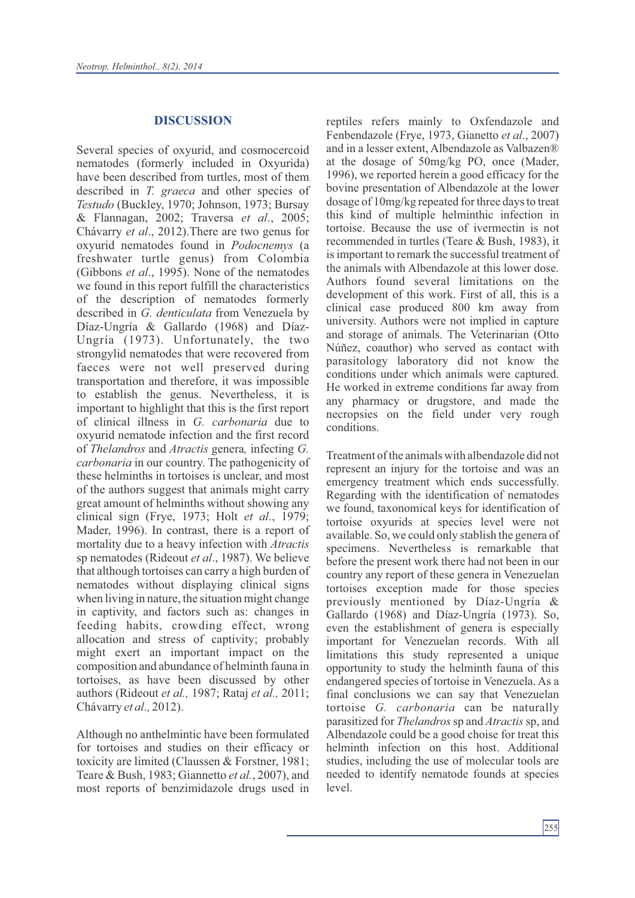## DISCUSSION

Several species of oxyurid, and cosmocercoid nematodes (formerly included in Oxyurida) have been described from turtles, most of them described in *T. graeca* and other species of *Testudo* (Buckley, 1970; Johnson, 1973; Bursay & Flannagan, 2002; Traversa *et al*., 2005; Chávarry *et al*., 2012).There are two genus for oxyurid nematodes found in *Podocnemys* (a freshwater turtle genus) from Colombia (Gibbons *et al*., 1995). None of the nematodes we found in this report fulfill the characteristics of the description of nematodes formerly described in *G. denticulata* from Venezuela by Díaz-Ungría & Gallardo (1968) and Díaz-Ungría (1973). Unfortunately, the two strongylid nematodes that were recovered from faeces were not well preserved during transportation and therefore, it was impossible to establish the genus. Nevertheless, it is important to highlight that this is the first report of clinical illness in *G. carbonaria* due to oxyurid nematode infection and the first record of *Thelandros* and *Atractis* genera*,* infecting *G. carbonaria* in our country. The pathogenicity of these helminths in tortoises is unclear, and most of the authors suggest that animals might carry great amount of helminths without showing any clinical sign (Frye, 1973; Holt *et al*., 1979; Mader, 1996). In contrast, there is a report of mortality due to a heavy infection with *Atractis* sp nematodes (Rideout *et al*., 1987). We believe that although tortoises can carry a high burden of nematodes without displaying clinical signs when living in nature, the situation might change in captivity, and factors such as: changes in feeding habits, crowding effect, wrong allocation and stress of captivity; probably might exert an important impact on the composition and abundance of helminth fauna in tortoises, as have been discussed by other authors (Rideout *et al.,* 1987; Rataj *et al.,* 2011; Chávarry *et al.,* 2012).

Although no anthelmintic have been formulated for tortoises and studies on their efficacy or toxicity are limited (Claussen & Forstner, 1981; Teare & Bush, 1983; Giannetto *et al.*, 2007), and most reports of benzimidazole drugs used in reptiles refers mainly to Oxfendazole and Fenbendazole (Frye, 1973, Gianetto *et al*., 2007) and in a lesser extent, Albendazole as Valbazen® at the dosage of 50mg/kg PO, once (Mader, 1996), we reported herein a good efficacy for the bovine presentation of Albendazole at the lower dosage of 10mg/kg repeated for three days to treat this kind of multiple helminthic infection in tortoise. Because the use of ivermectin is not recommended in turtles (Teare & Bush, 1983), it is important to remark the successful treatment of the animals with Albendazole at this lower dose. Authors found several limitations on the development of this work. First of all, this is a clinical case produced 800 km away from university. Authors were not implied in capture and storage of animals. The Veterinarian (Otto Núñez, coauthor) who served as contact with parasitology laboratory did not know the conditions under which animals were captured. He worked in extreme conditions far away from any pharmacy or drugstore, and made the necropsies on the field under very rough conditions.

Treatment of the animals with albendazole did not represent an injury for the tortoise and was an emergency treatment which ends successfully. Regarding with the identification of nematodes we found, taxonomical keys for identification of tortoise oxyurids at species level were not available. So, we could only stablish the genera of specimens. Nevertheless is remarkable that before the present work there had not been in our country any report of these genera in Venezuelan tortoises exception made for those species previously mentioned by Díaz-Ungría & Gallardo (1968) and Díaz-Ungría (1973). So, even the establishment of genera is especially important for Venezuelan records. With all limitations this study represented a unique opportunity to study the helminth fauna of this endangered species of tortoise in Venezuela. As a final conclusions we can say that Venezuelan tortoise *G. carbonaria* can be naturally parasitized for *Thelandros* sp and *Atractis* sp, and Albendazole could be a good choise for treat this helminth infection on this host. Additional studies, including the use of molecular tools are needed to identify nematode founds at species level.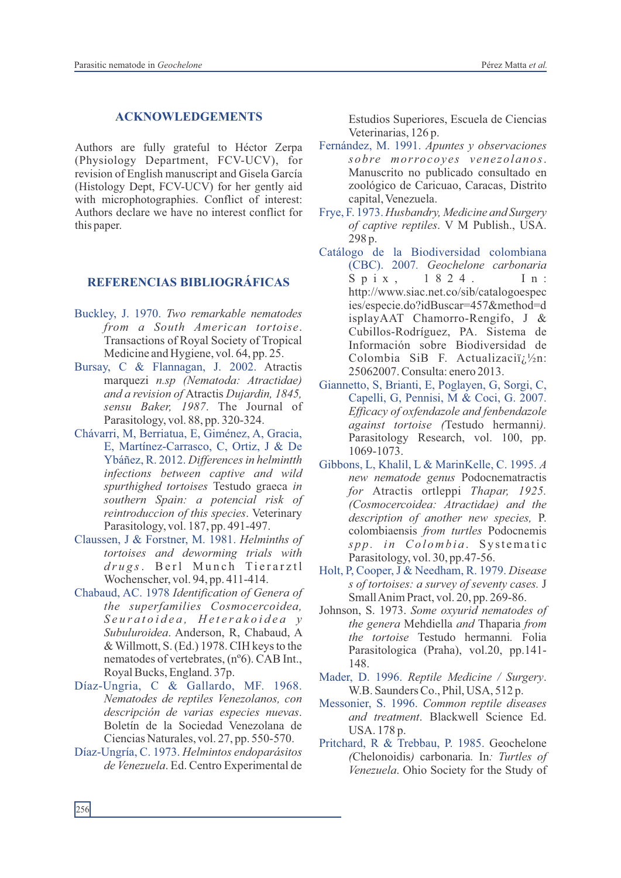## ACKNOWLEDGEMENTS

Authors are fully grateful to Héctor Zerpa (Physiology Department, FCV-UCV), for revision of English manuscript and Gisela García (Histology Dept, FCV-UCV) for her gently aid with microphotographies. Conflict of interest: Authors declare we have no interest conflict for this paper.

## REFERENCIAS BIBLIOGRÁFICAS

Buckley, J. 1970. *Two remarkable nematodes from a South American tortoise*. Transactions of Royal Society of Tropical Medicine and Hygiene, vol. 64, pp. 25.

Bursay, C & Flannagan, J. 2002. Atractis marquezi *n.sp (Nematoda: Atractidae) and a revision of* Atractis *Dujardin, 1845, sensu Baker, 1987*. The Journal of Parasitology, vol. 88, pp. 320-324.

Chávarri, M, Berriatua, E, Giménez, A, Gracia, E, Martínez-Carrasco, C, Ortiz, J & De Ybáñez, R. 2012. *Differences in helminth infections between captive and wild spurthighed tortoises* Testudo graeca *in southern Spain: a potencial risk of reintroduccion of this species*. Veterinary Parasitology, vol. 187, pp. 491-497.

Claussen, J & Forstner, M. 1981. *Helminths of tortoises and deworming trials with drugs*. Berl Munch Tierarztl Wochenscher, vol. 94, pp. 411-414.

Chabaud, AC. 1978 *Identification of Genera of the superfamilies Cosmocercoidea, Seuratoidea, Heterakoidea y Subuluroidea*. Anderson, R, Chabaud, A & Willmott, S. (Ed.) 1978. CIH keys to the nematodes of vertebrates, (nº6). CAB Int., Royal Bucks, England. 37p.

Díaz-Ungria, C & Gallardo, MF. 1968. *Nematodes de reptiles Venezolanos, con descripción de varias especies nuevas*. Boletín de la Sociedad Venezolana de Ciencias Naturales, vol. 27, pp. 550-570.

Díaz-Ungría, C. 1973. *Helmintos endoparásitos de Venezuela*. Ed. Centro Experimental de Estudios Superiores, Escuela de Ciencias Veterinarias, 126 p.

Fernández, M. 1991. *Apuntes y observaciones sobre morrocoyes venezolanos*. Manuscrito no publicado consultado en zoológico de Caricuao, Caracas, Distrito capital, Venezuela.

Frye, F. 1973. *Husbandry, Medicine and Surgery of captive reptiles*. V M Publish., USA. 298 p.

Catálogo de la Biodiversidad colombiana (CBC). 2007. *Geochelone carbonaria* Spix, 1824. In: http://www.siac.net.co/sib/catalogoespecies/especie.do?idBuscar=457&method=displayAAT Chamorro-Rengifo, J & Cubillos-Rodríguez, PA. Sistema de Información sobre Biodiversidad de Colombia SiB F. Actualizaciï¿½n: 25062007. Consulta: enero 2013.

Giannetto, S, Brianti, E, Poglayen, G, Sorgi, C, Capelli, G, Pennisi, M & Coci, G. 2007. *Efficacy of oxfendazole and fenbendazole against tortoise (*Testudo hermanni*)*. Parasitology Research, vol. 100, pp. 1069-1073.

Gibbons, L, Khalil, L & MarinKelle, C. 1995. *A new nematode genus* Podocnematractis *for* Atractis ortleppi *Thapar, 1925. (Cosmocercoidea: Atractidae) and the description of another new species,* P. colombiaensis *from turtles* Podocnemis *spp. in Colombia*. Systematic Parasitology, vol. 30, pp. 47-56.

Holt, P, Cooper, J & Needham, R. 1979. *Diseases of tortoises: a survey of seventy cases.* J Small Anim Pract, vol. 20, pp. 269-86.

Johnson, S. 1973. *Some oxyurid nematodes of the genera* Mehdiella *and* Thaparia *from the tortoise* Testudo hermanni*.* Folia Parasitologica (Praha), vol. 20, pp. 141-148.

Mader, D. 1996. *Reptile Medicine / Surgery*. W.B. Saunders Co., Phil, USA, 512 p.

Messonier, S. 1996. *Common reptile diseases and treatment*. Blackwell Science Ed. USA. 178 p.

Pritchard, R & Trebbau, P. 1985. Geochelone *(*Chelonoidis*)* carbonaria*.* In*: Turtles of Venezuela*. Ohio Society for the Study of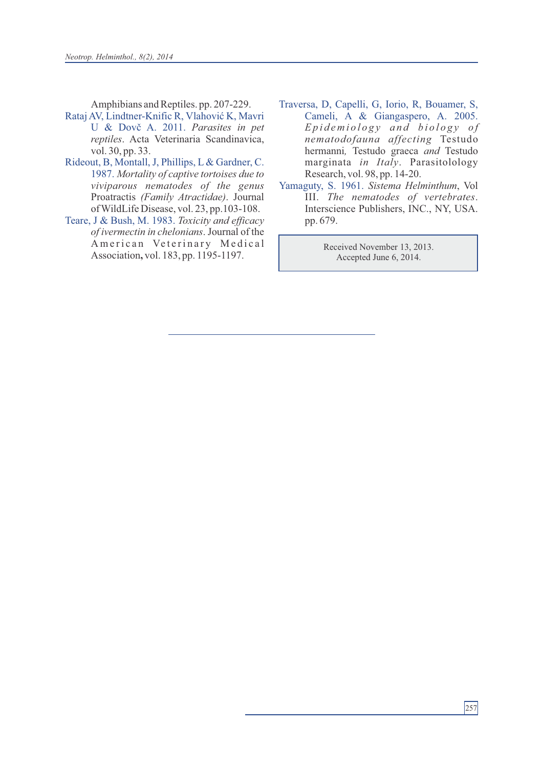Amphibians and Reptiles. pp. 207-229.

Rataj AV, Lindtner-Knific R, Vlahović K, Mavri U & Dovč A. 2011. *Parasites in pet reptiles*. Acta Veterinaria Scandinavica, vol. 30, pp. 33.

Rideout, B, Montall, J, Phillips, L & Gardner, C. 1987. *Mortality of captive tortoises due to viviparous nematodes of the genus* Proatractis *(Family Atractidae)*. Journal of WildLife Disease, vol. 23, pp.103-108.

Teare, J & Bush, M. 1983. *Toxicity and efficacy of ivermectin in chelonians*. Journal of the American Veterinary Medical Association**,** vol. 183, pp. 1195-1197.

Traversa, D, Capelli, G, Iorio, R, Bouamer, S, Cameli, A & Giangaspero, A. 2005. *Epidemiology and biology of nematodofauna affecting* Testudo hermanni*,* Testudo graeca *and* Testudo marginata *in Italy*. Parasitolology Research, vol. 98, pp. 14-20.

Yamaguty, S. 1961. *Sistema Helminthum*, Vol III. *The nematodes of vertebrates*. Interscience Publishers, INC., NY, USA. pp. 679.

Received November 13, 2013.
Accepted June 6, 2014.